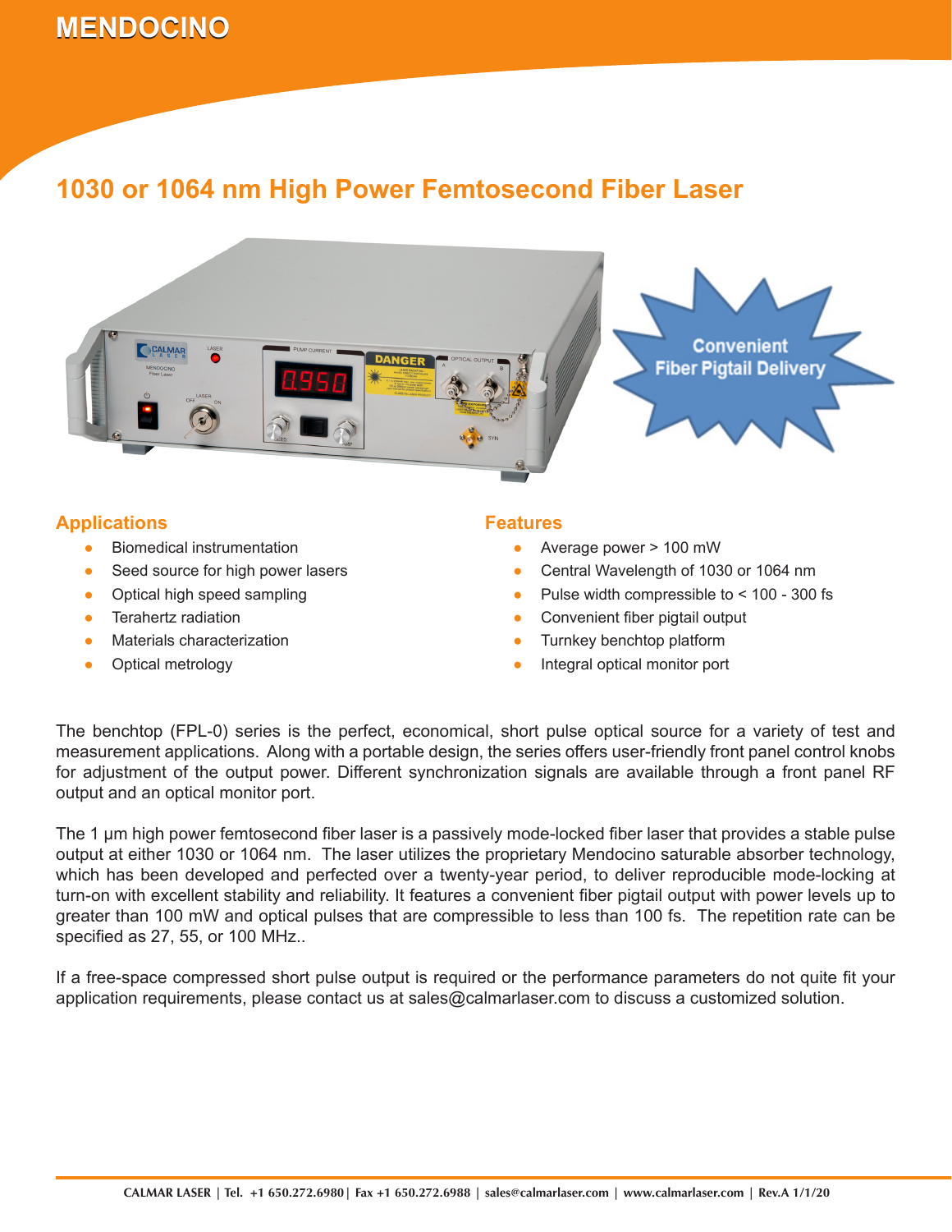# MENDOCINO

## 1030 or 1064 nm High Power Femtosecond Fiber Laser

Convenient Fiber Pigtail Delivery

### Applications

- Biomedical instrumentation
- Seed source for high power lasers
- Optical high speed sampling
- Terahertz radiation
- Materials characterization
- Optical metrology

### Features

- Average power > 100 mW
- Central Wavelength of 1030 or 1064 nm
- Pulse width compressible to < 100 - 300 fs
- Convenient fiber pigtail output
- Turnkey benchtop platform
- Integral optical monitor port

The benchtop (FPL-0) series is the perfect, economical, short pulse optical source for a variety of test and measurement applications. Along with a portable design, the series offers user-friendly front panel control knobs for adjustment of the output power. Different synchronization signals are available through a front panel RF output and an optical monitor port.

The 1 μm high power femtosecond fiber laser is a passively mode-locked fiber laser that provides a stable pulse output at either 1030 or 1064 nm. The laser utilizes the proprietary Mendocino saturable absorber technology, which has been developed and perfected over a twenty-year period, to deliver reproducible mode-locking at turn-on with excellent stability and reliability. It features a convenient fiber pigtail output with power levels up to greater than 100 mW and optical pulses that are compressible to less than 100 fs. The repetition rate can be specified as 27, 55, or 100 MHz..

If a free-space compressed short pulse output is required or the performance parameters do not quite fit your application requirements, please contact us at sales@calmarlaser.com to discuss a customized solution.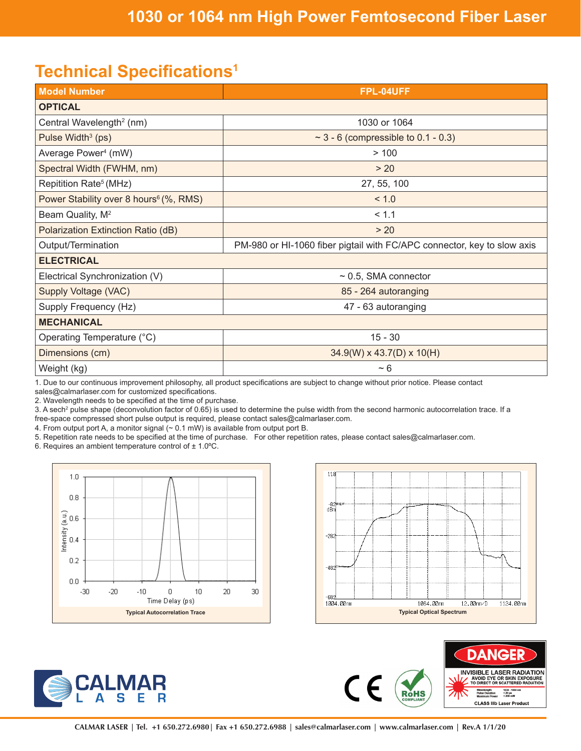# 1030 or 1064 nm High Power Femtosecond Fiber Laser

## Technical Specifications[1]

| Model Number | FPL-04UFF |
|---|---|
| **OPTICAL** | |
| Central Wavelength[2] (nm) | 1030 or 1064 |
| Pulse Width[3] (ps) | ~ 3 - 6 (compressible to 0.1 - 0.3) |
| Average Power[4] (mW) | > 100 |
| Spectral Width (FWHM, nm) | > 20 |
| Repitition Rate[5] (MHz) | 27, 55, 100 |
| Power Stability over 8 hours[6] (%, RMS) | < 1.0 |
| Beam Quality, $M^2$ | < 1.1 |
| Polarization Extinction Ratio (dB) | > 20 |
| Output/Termination | PM-980 or HI-1060 fiber pigtail with FC/APC connector, key to slow axis |
| **ELECTRICAL** | |
| Electrical Synchronization (V) | ~ 0.5, SMA connector |
| Supply Voltage (VAC) | 85 - 264 autoranging |
| Supply Frequency (Hz) | 47 - 63 autoranging |
| **MECHANICAL** | |
| Operating Temperature (°C) | 15 - 30 |
| Dimensions (cm) | 34.9(W) x 43.7(D) x 10(H) |
| Weight (kg) | ~ 6 |

1. Due to our continuous improvement philosophy, all product specifications are subject to change without prior notice. Please contact sales@calmarlaser.com for customized specifications.
2. Wavelength needs to be specified at the time of purchase.
3. A $sech^2$ pulse shape (deconvolution factor of 0.65) is used to determine the pulse width from the second harmonic autocorrelation trace. If a free-space compressed short pulse output is required, please contact sales@calmarlaser.com.
4. From output port A, a monitor signal (~ 0.1 mW) is available from output port B.
5. Repetition rate needs to be specified at the time of purchase. For other repetition rates, please contact sales@calmarlaser.com.
6. Requires an ambient temperature control of ± 1.0ºC.

1.0
0.8
0.6
0.4
0.2
0.0
Intensity (a.u.)
-30 -20 -10 0 10 20 30
Time Delay (ps)

Typical Autocorrelation Trace

11.8
-8.2 REF dBm
-28.2
-48.2
-68.2
1004.00nm 1064.00nm 12.00nm/D 1124.00nm

Typical Optical Spectrum

CALMAR LASER

DANGER
INVISIBLE LASER RADIATION
AVOID EYE OR SKIN EXPOSURE TO DIRECT OR SCATTERED RADIATION
Wavelength 1030 - 1064 nm
Pulse Duration < 20 ps
Maximum Power < 200 mW
CLASS IIIb Laser Product

CALMAR LASER | Tel. +1 650.272.6980 | Fax +1 650.272.6988 | sales@calmarlaser.com | www.calmarlaser.com | Rev.A 1/1/20